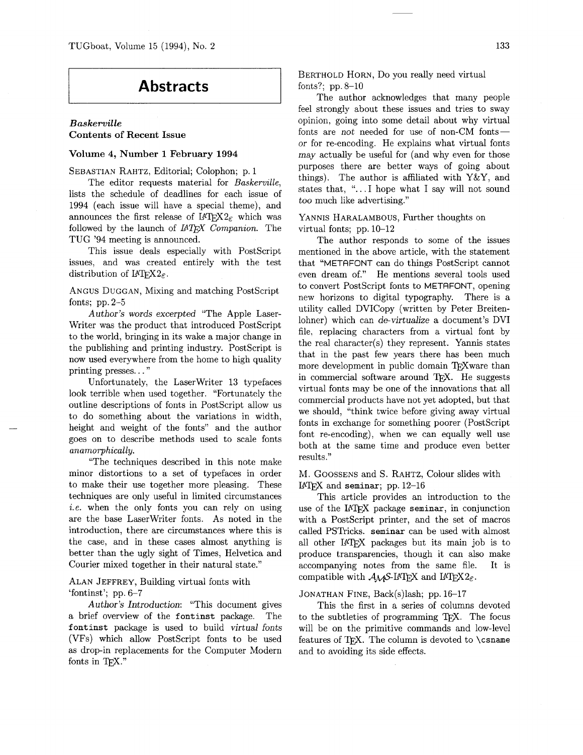# Abstracts

***Baskerville***
**Contents of Recent Issue**

### Volume 4, Number 1 February 1994

SEBASTIAN RAHTZ, Editorial; Colophon; p. 1

The editor requests material for *Baskerville*, lists the schedule of deadlines for each issue of 1994 (each issue will have a special theme), and announces the first release of LaTeX2ε which was followed by the launch of *LaTeX Companion*. The TUG '94 meeting is announced.

This issue deals especially with PostScript issues, and was created entirely with the test distribution of LaTeX2ε.

ANGUS DUGGAN, Mixing and matching PostScript fonts; pp. 2–5

*Author's words excerpted* "The Apple LaserWriter was the product that introduced PostScript to the world, bringing in its wake a major change in the publishing and printing industry. PostScript is now used everywhere from the home to high quality printing presses..."

Unfortunately, the LaserWriter 13 typefaces look terrible when used together. "Fortunately the outline descriptions of fonts in PostScript allow us to do something about the variations in width, height and weight of the fonts" and the author goes on to describe methods used to scale fonts *anamorphically*.

"The techniques described in this note make minor distortions to a set of typefaces in order to make their use together more pleasing. These techniques are only useful in limited circumstances *i.e.* when the only fonts you can rely on using are the base LaserWriter fonts. As noted in the introduction, there are circumstances where this is the case, and in these cases almost anything is better than the ugly sight of Times, Helvetica and Courier mixed together in their natural state."

ALAN JEFFREY, Building virtual fonts with 'fontinst'; pp. 6–7

*Author's Introduction*: "This document gives a brief overview of the `fontinst` package. The `fontinst` package is used to build *virtual fonts* (VFs) which allow PostScript fonts to be used as drop-in replacements for the Computer Modern fonts in TeX."

BERTHOLD HORN, Do you really need virtual fonts?; pp. 8–10

The author acknowledges that many people feel strongly about these issues and tries to sway opinion, going into some detail about why virtual fonts are *not* needed for use of non-CM fonts—or for re-encoding. He explains what virtual fonts *may* actually be useful for (and why even for those purposes there are better ways of going about things). The author is affiliated with Y&Y, and states that, "...I hope what I say will not sound *too* much like advertising."

YANNIS HARALAMBOUS, Further thoughts on virtual fonts; pp. 10–12

The author responds to some of the issues mentioned in the above article, with the statement that "METAFONT can do things PostScript cannot even dream of." He mentions several tools used to convert PostScript fonts to METAFONT, opening new horizons to digital typography. There is a utility called DVICopy (written by Peter Breitenlohner) which can *de-virtualize* a document's DVI file, replacing characters from a virtual font by the real character(s) they represent. Yannis states that in the past few years there has been much more development in public domain TeXware than in commercial software around TeX. He suggests virtual fonts may be one of the innovations that all commercial products have not yet adopted, but that we should, "think twice before giving away virtual fonts in exchange for something poorer (PostScript font re-encoding), when we can equally well use both at the same time and produce even better results."

M. GOOSSENS and S. RAHTZ, Colour slides with LaTeX and `seminar`; pp. 12–16

This article provides an introduction to the use of the LaTeX package `seminar`, in conjunction with a PostScript printer, and the set of macros called PSTricks. `seminar` can be used with almost all other LaTeX packages but its main job is to produce transparencies, though it can also make accompanying notes from the same file. It is compatible with AMS-LaTeX and LaTeX2ε.

JONATHAN FINE, Back(s)lash; pp. 16–17

This the first in a series of columns devoted to the subtleties of programming TeX. The focus will be on the primitive commands and low-level features of TeX. The column is devoted to `\csname` and to avoiding its side effects.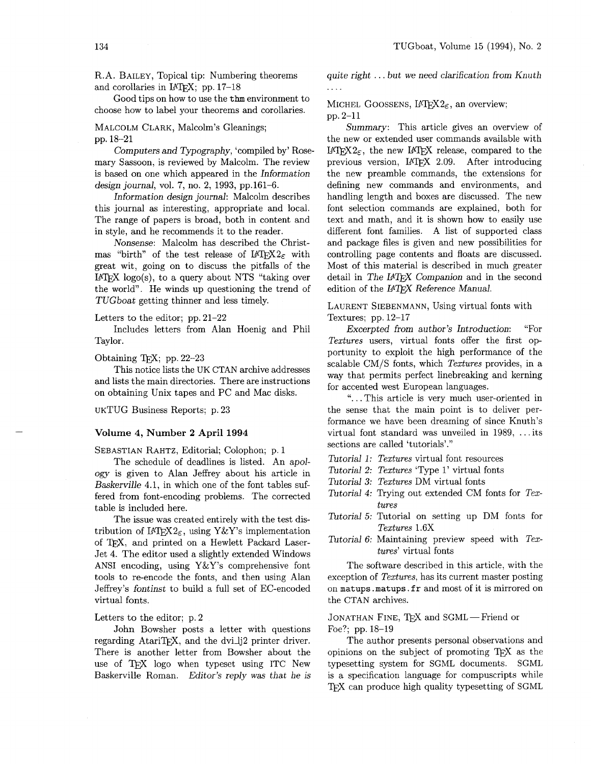R.A. Bailey, Topical tip: Numbering theorems and corollaries in LaTeX; pp. 17–18

Good tips on how to use the `thm` environment to choose how to label your theorems and corollaries.

Malcolm Clark, Malcolm's Gleanings; pp. 18–21

*Computers and Typography*, 'compiled by' Rosemary Sassoon, is reviewed by Malcolm. The review is based on one which appeared in the *Information design journal*, vol. 7, no. 2, 1993, pp. 161–6.

*Information design journal*: Malcolm describes this journal as interesting, appropriate and local. The range of papers is broad, both in content and in style, and he recommends it to the reader.

*Nonsense*: Malcolm has described the Christmas "birth" of the test release of LaTeX2ε with great wit, going on to discuss the pitfalls of the LaTeX logo(s), to a query about NTS "taking over the world". He winds up questioning the trend of *TUGboat* getting thinner and less timely.

Letters to the editor; pp. 21–22

Includes letters from Alan Hoenig and Phil Taylor.

Obtaining TeX; pp. 22–23

This notice lists the UK CTAN archive addresses and lists the main directories. There are instructions on obtaining Unix tapes and PC and Mac disks.

UKTUG Business Reports; p. 23

### Volume 4, Number 2 April 1994

Sebastian Rahtz, Editorial; Colophon; p. 1

The schedule of deadlines is listed. An *apology* is given to Alan Jeffrey about his article in *Baskerville* 4.1, in which one of the font tables suffered from font-encoding problems. The corrected table is included here.

The issue was created entirely with the test distribution of LaTeX2ε, using Y&Y's implementation of TeX, and printed on a Hewlett Packard LaserJet 4. The editor used a slightly extended Windows ANSI encoding, using Y&Y's comprehensive font tools to re-encode the fonts, and then using Alan Jeffrey's *fontinst* to build a full set of EC-encoded virtual fonts.

Letters to the editor; p. 2

John Bowsher posts a letter with questions regarding AtariTeX, and the dvi_lj2 printer driver. There is another letter from Bowsher about the use of TeX logo when typeset using ITC New Baskerville Roman. *Editor's reply was that he is quite right ... but we need clarification from Knuth ....*

Michel Goossens, LaTeX2ε, an overview; pp. 2–11

*Summary*: This article gives an overview of the new or extended user commands available with LaTeX2ε, the new LaTeX release, compared to the previous version, LaTeX 2.09. After introducing the new preamble commands, the extensions for defining new commands and environments, and handling length and boxes are discussed. The new font selection commands are explained, both for text and math, and it is shown how to easily use different font families. A list of supported class and package files is given and new possibilities for controlling page contents and floats are discussed. Most of this material is described in much greater detail in *The LaTeX Companion* and in the second edition of the *LaTeX Reference Manual*.

Laurent Siebenmann, Using virtual fonts with Textures; pp. 12–17

*Excerpted from author's Introduction*: "For *Textures* users, virtual fonts offer the first opportunity to exploit the high performance of the scalable CM/S fonts, which *Textures* provides, in a way that permits perfect linebreaking and kerning for accented west European languages.

"... This article is very much user-oriented in the sense that the main point is to deliver performance we have been dreaming of since Knuth's virtual font standard was unveiled in 1989, ... its sections are called 'tutorials'."

*Tutorial 1:* *Textures* virtual font resources
*Tutorial 2:* *Textures* 'Type 1' virtual fonts
*Tutorial 3:* *Textures* DM virtual fonts
*Tutorial 4:* Trying out extended CM fonts for *Textures*
*Tutorial 5:* Tutorial on setting up DM fonts for *Textures* 1.6X
*Tutorial 6:* Maintaining preview speed with *Textures*' virtual fonts

The software described in this article, with the exception of *Textures*, has its current master posting on `matups.matups.fr` and most of it is mirrored on the CTAN archives.

Jonathan Fine, TeX and SGML — Friend or Foe?; pp. 18–19

The author presents personal observations and opinions on the subject of promoting TeX as the typesetting system for SGML documents. SGML is a specification language for compuscripts while TeX can produce high quality typesetting of SGML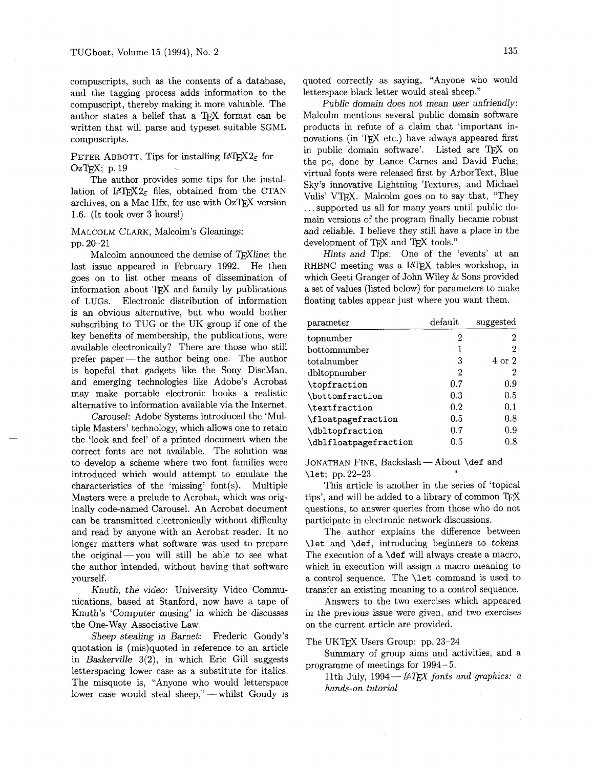compuscripts, such as the contents of a database, and the tagging process adds information to the compuscript, thereby making it more valuable. The author states a belief that a TeX format can be written that will parse and typeset suitable SGML compuscripts.

PETER ABBOTT, Tips for installing LaTeX2ε for OzTeX; p. 19

The author provides some tips for the installation of LaTeX2ε files, obtained from the CTAN archives, on a Mac IIfx, for use with OzTeX version 1.6. (It took over 3 hours!)

MALCOLM CLARK, Malcolm's Gleanings; pp. 20–21

Malcolm announced the demise of *TeXline*; the last issue appeared in February 1992. He then goes on to list other means of dissemination of information about TeX and family by publications of LUGs. Electronic distribution of information is an obvious alternative, but who would bother subscribing to TUG or the UK group if one of the key benefits of membership, the publications, were available electronically? There are those who still prefer paper — the author being one. The author is hopeful that gadgets like the Sony DiscMan, and emerging technologies like Adobe's Acrobat may make portable electronic books a realistic alternative to information available via the Internet.

*Carousel*: Adobe Systems introduced the 'Multiple Masters' technology, which allows one to retain the 'look and feel' of a printed document when the correct fonts are not available. The solution was to develop a scheme where two font families were introduced which would attempt to emulate the characteristics of the 'missing' font(s). Multiple Masters were a prelude to Acrobat, which was originally code-named Carousel. An Acrobat document can be transmitted electronically without difficulty and read by anyone with an Acrobat reader. It no longer matters what software was used to prepare the original — you will still be able to see what the author intended, without having that software yourself.

*Knuth, the video*: University Video Communications, based at Stanford, now have a tape of Knuth's 'Computer musing' in which he discusses the One-Way Associative Law.

*Sheep stealing in Barnet*: Frederic Goudy's quotation is (mis)quoted in reference to an article in *Baskerville* 3(2), in which Eric Gill suggests letterspacing lower case as a substitute for italics. The misquote is, "Anyone who would letterspace lower case would steal sheep," — whilst Goudy is quoted correctly as saying, "Anyone who would letterspace black letter would steal sheep."

*Public domain does not mean user unfriendly*: Malcolm mentions several public domain software products in refute of a claim that 'important innovations (in TeX etc.) have always appeared first in public domain software'. Listed are TeX on the pc, done by Lance Carnes and David Fuchs; virtual fonts were released first by ArborText, Blue Sky's innovative Lightning Textures, and Michael Vulis' VTeX. Malcolm goes on to say that, "They ... supported us all for many years until public domain versions of the program finally became robust and reliable. I believe they still have a place in the development of TeX and TeX tools."

*Hints and Tips*: One of the 'events' at an RHBNC meeting was a LaTeX tables workshop, in which Geeti Granger of John Wiley & Sons provided a set of values (listed below) for parameters to make floating tables appear just where you want them.

| parameter | default | suggested |
|---|---|---|
| topnumber | 2 | 2 |
| bottomnumber | 1 | 2 |
| totalnumber | 3 | 4 or 2 |
| dbltopnumber | 2 | 2 |
| `\topfraction` | 0.7 | 0.9 |
| `\bottomfraction` | 0.3 | 0.5 |
| `\textfraction` | 0.2 | 0.1 |
| `\floatpagefraction` | 0.5 | 0.8 |
| `\dbltopfraction` | 0.7 | 0.9 |
| `\dblfloatpagefraction` | 0.5 | 0.8 |

JONATHAN FINE, Backslash — About `\def` and `\let`; pp. 22–23

This article is another in the series of 'topical tips', and will be added to a library of common TeX questions, to answer queries from those who do not participate in electronic network discussions.

The author explains the difference between `\let` and `\def`, introducing beginners to *tokens*. The execution of a `\def` will always create a macro, which in execution will assign a macro meaning to a control sequence. The `\let` command is used to transfer an existing meaning to a control sequence.

Answers to the two exercises which appeared in the previous issue were given, and two exercises on the current article are provided.

The UKTeX Users Group; pp. 23–24

Summary of group aims and activities, and a programme of meetings for 1994–5.

11th July, 1994 — *LaTeX fonts and graphics: a hands-on tutorial*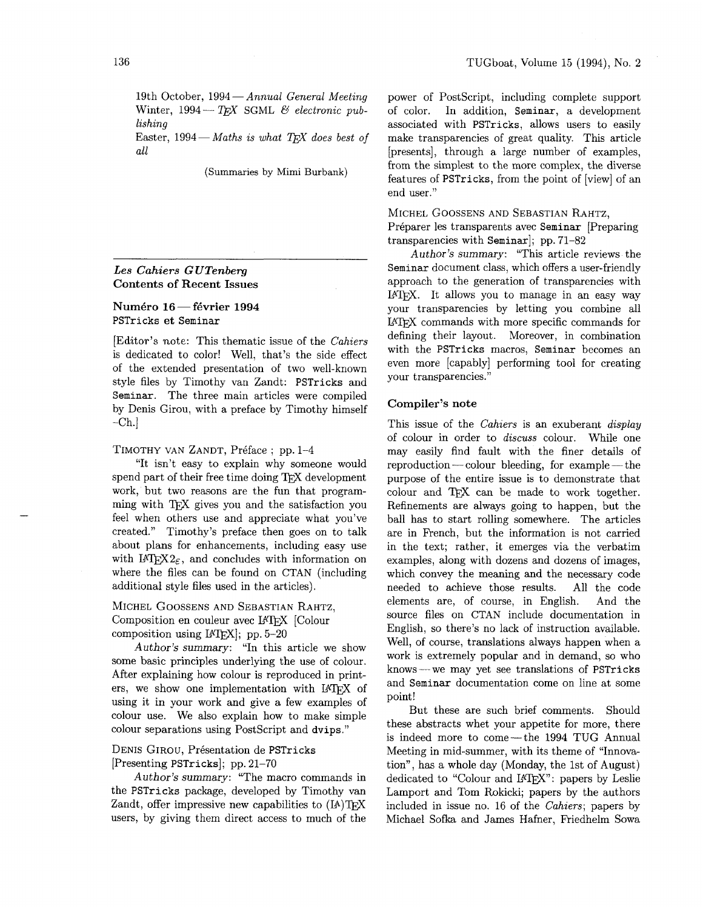19th October, 1994 — *Annual General Meeting*
Winter, 1994 — *TEX SGML & electronic publishing*
Easter, 1994 — *Maths is what TEX does best of all*

(Summaries by Mimi Burbank)

---

## *Les Cahiers GUTenberg* Contents of Recent Issues

### Numéro 16 — février 1994
**PSTricks et Seminar**

[Editor's note: This thematic issue of the *Cahiers* is dedicated to color! Well, that's the side effect of the extended presentation of two well-known style files by Timothy van Zandt: PSTricks and Seminar. The three main articles were compiled by Denis Girou, with a preface by Timothy himself –Ch.]

TIMOTHY VAN ZANDT, Préface ; pp. 1–4

"It isn't easy to explain why someone would spend part of their free time doing TEX development work, but two reasons are the fun that programming with TEX gives you and the satisfaction you feel when others use and appreciate what you've created." Timothy's preface then goes on to talk about plans for enhancements, including easy use with LATEX2$_\varepsilon$, and concludes with information on where the files can be found on CTAN (including additional style files used in the articles).

MICHEL GOOSSENS AND SEBASTIAN RAHTZ, Composition en couleur avec LATEX [Colour composition using LATEX]; pp. 5–20

*Author's summary*: "In this article we show some basic principles underlying the use of colour. After explaining how colour is reproduced in printers, we show one implementation with LATEX of using it in your work and give a few examples of colour use. We also explain how to make simple colour separations using PostScript and dvips."

DENIS GIROU, Présentation de PSTricks [Presenting PSTricks]; pp. 21–70

*Author's summary*: "The macro commands in the PSTricks package, developed by Timothy van Zandt, offer impressive new capabilities to (LA)TEX users, by giving them direct access to much of the power of PostScript, including complete support of color. In addition, Seminar, a development associated with PSTricks, allows users to easily make transparencies of great quality. This article [presents], through a large number of examples, from the simplest to the more complex, the diverse features of PSTricks, from the point of [view] of an end user."

MICHEL GOOSSENS AND SEBASTIAN RAHTZ, Préparer les transparents avec Seminar [Preparing transparencies with Seminar]; pp. 71–82

*Author's summary*: "This article reviews the Seminar document class, which offers a user-friendly approach to the generation of transparencies with LATEX. It allows you to manage in an easy way your transparencies by letting you combine all LATEX commands with more specific commands for defining their layout. Moreover, in combination with the PSTricks macros, Seminar becomes an even more [capably] performing tool for creating your transparencies."

### Compiler's note

This issue of the *Cahiers* is an exuberant *display* of colour in order to *discuss* colour. While one may easily find fault with the finer details of reproduction — colour bleeding, for example — the purpose of the entire issue is to demonstrate that colour and TEX can be made to work together. Refinements are always going to happen, but the ball has to start rolling somewhere. The articles are in French, but the information is not carried in the text; rather, it emerges via the verbatim examples, along with dozens and dozens of images, which convey the meaning and the necessary code needed to achieve those results. All the code elements are, of course, in English. And the source files on CTAN include documentation in English, so there's no lack of instruction available. Well, of course, translations always happen when a work is extremely popular and in demand, so who knows — we may yet see translations of PSTricks and Seminar documentation come on line at some point!

But these are such brief comments. Should these abstracts whet your appetite for more, there is indeed more to come — the 1994 TUG Annual Meeting in mid-summer, with its theme of "Innovation", has a whole day (Monday, the 1st of August) dedicated to "Colour and LATEX": papers by Leslie Lamport and Tom Rokicki; papers by the authors included in issue no. 16 of the *Cahiers*; papers by Michael Sofka and James Hafner, Friedhelm Sowa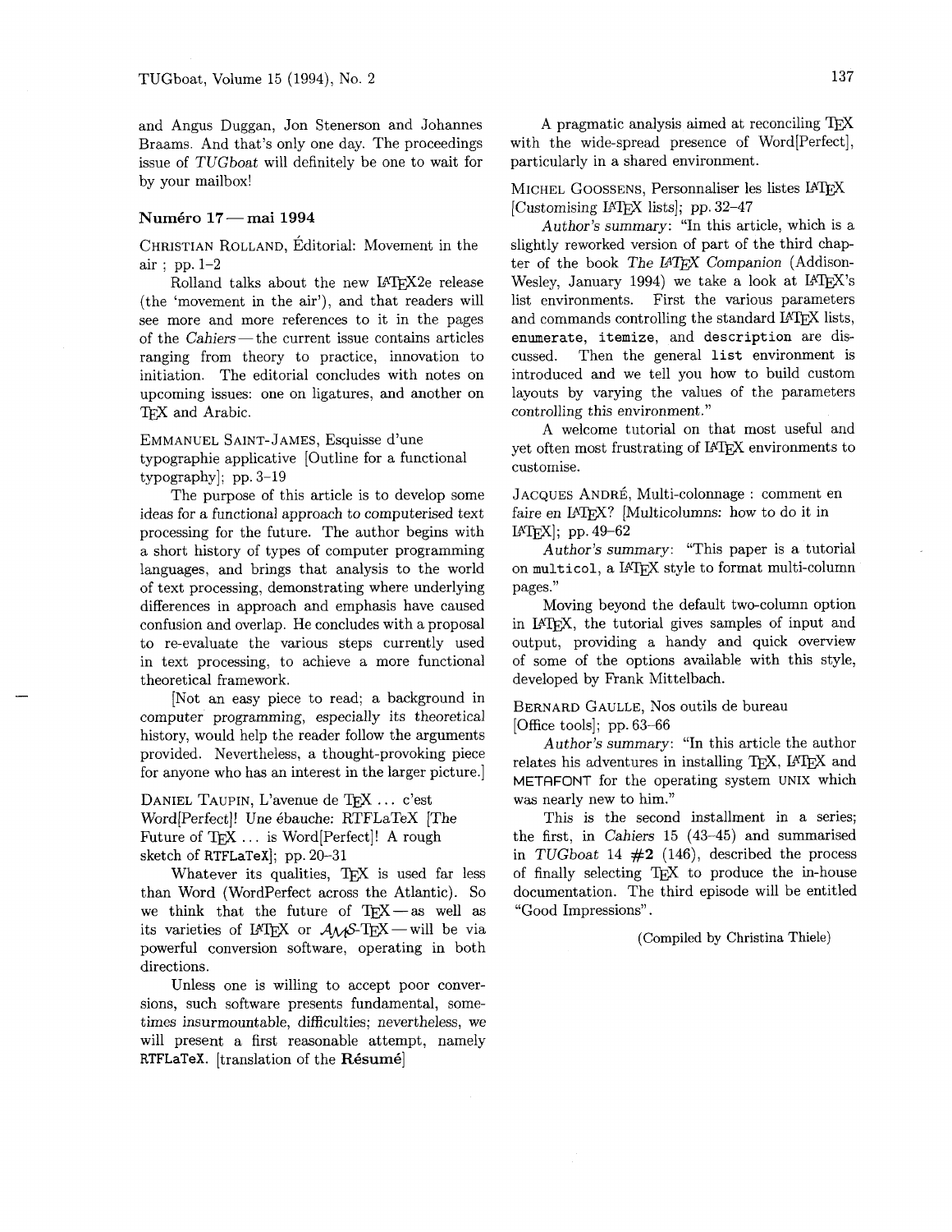and Angus Duggan, Jon Stenerson and Johannes Braams. And that's only one day. The proceedings issue of *TUGboat* will definitely be one to wait for by your mailbox!

### Numéro 17 — mai 1994

CHRISTIAN ROLLAND, Éditorial: Movement in the air ; pp. 1–2

Rolland talks about the new LaTeX2e release (the 'movement in the air'), and that readers will see more and more references to it in the pages of the *Cahiers* — the current issue contains articles ranging from theory to practice, innovation to initiation. The editorial concludes with notes on upcoming issues: one on ligatures, and another on TeX and Arabic.

EMMANUEL SAINT-JAMES, Esquisse d'une typographie applicative [Outline for a functional typography]; pp. 3–19

The purpose of this article is to develop some ideas for a functional approach to computerised text processing for the future. The author begins with a short history of types of computer programming languages, and brings that analysis to the world of text processing, demonstrating where underlying differences in approach and emphasis have caused confusion and overlap. He concludes with a proposal to re-evaluate the various steps currently used in text processing, to achieve a more functional theoretical framework.

[Not an easy piece to read; a background in computer programming, especially its theoretical history, would help the reader follow the arguments provided. Nevertheless, a thought-provoking piece for anyone who has an interest in the larger picture.]

DANIEL TAUPIN, L'avenue de TeX ... c'est Word[Perfect]! Une ébauche: RTFLaTeX [The Future of TeX ... is Word[Perfect]! A rough sketch of `RTFLaTeX`]; pp. 20–31

Whatever its qualities, TeX is used far less than Word (WordPerfect across the Atlantic). So we think that the future of TeX — as well as its varieties of LaTeX or AMS-TeX — will be via powerful conversion software, operating in both directions.

Unless one is willing to accept poor conversions, such software presents fundamental, sometimes insurmountable, difficulties; nevertheless, we will present a first reasonable attempt, namely `RTFLaTeX`. [translation of the **Résumé**]

A pragmatic analysis aimed at reconciling TeX with the wide-spread presence of Word[Perfect], particularly in a shared environment.

MICHEL GOOSSENS, Personnaliser les listes LaTeX [Customising LaTeX lists]; pp. 32–47

*Author's summary*: "In this article, which is a slightly reworked version of part of the third chapter of the book *The LaTeX Companion* (Addison-Wesley, January 1994) we take a look at LaTeX's list environments. First the various parameters and commands controlling the standard LaTeX lists, `enumerate`, `itemize`, and `description` are discussed. Then the general `list` environment is introduced and we tell you how to build custom layouts by varying the values of the parameters controlling this environment."

A welcome tutorial on that most useful and yet often most frustrating of LaTeX environments to customise.

JACQUES ANDRÉ, Multi-colonnage : comment en faire en LaTeX? [Multicolumns: how to do it in LaTeX]; pp. 49–62

*Author's summary*: "This paper is a tutorial on `multicol`, a LaTeX style to format multi-column pages."

Moving beyond the default two-column option in LaTeX, the tutorial gives samples of input and output, providing a handy and quick overview of some of the options available with this style, developed by Frank Mittelbach.

BERNARD GAULLE, Nos outils de bureau [Office tools]; pp. 63–66

*Author's summary*: "In this article the author relates his adventures in installing TeX, LaTeX and METAFONT for the operating system UNIX which was nearly new to him."

This is the second installment in a series; the first, in *Cahiers* 15 (43–45) and summarised in *TUGboat* 14 **#2** (146), described the process of finally selecting TeX to produce the in-house documentation. The third episode will be entitled "Good Impressions".

(Compiled by Christina Thiele)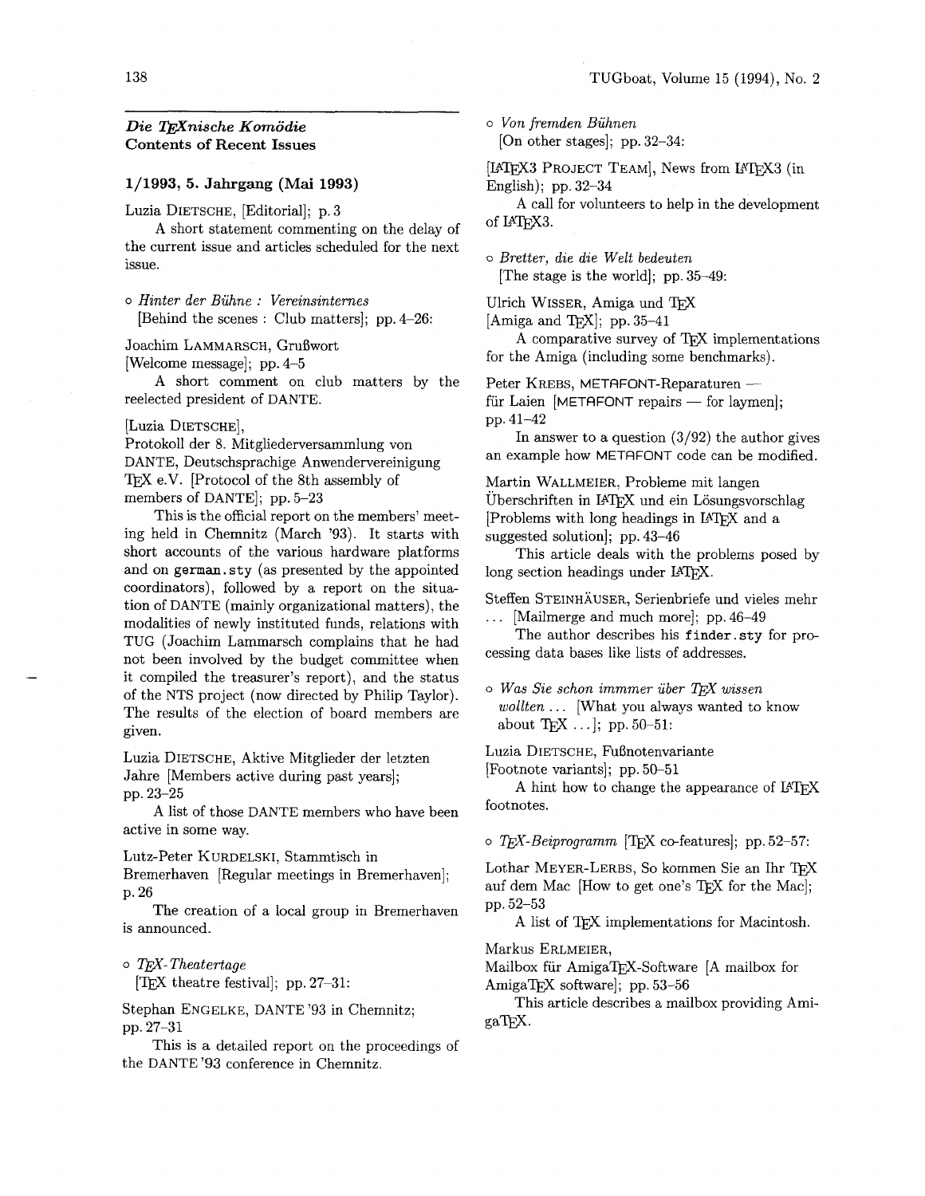## *Die TEXnische Komödie*
## Contents of Recent Issues

### 1/1993, 5. Jahrgang (Mai 1993)

Luzia DIETSCHE, [Editorial]; p. 3

A short statement commenting on the delay of the current issue and articles scheduled for the next issue.

○ *Hinter der Bühne : Vereinsinternes*
[Behind the scenes : Club matters]; pp. 4–26:

Joachim LAMMARSCH, Grußwort
[Welcome message]; pp. 4–5

A short comment on club matters by the reelected president of DANTE.

[Luzia DIETSCHE],
Protokoll der 8. Mitgliederversammlung von DANTE, Deutschsprachige Anwendervereinigung TEX e.V. [Protocol of the 8th assembly of members of DANTE]; pp. 5–23

This is the official report on the members' meeting held in Chemnitz (March '93). It starts with short accounts of the various hardware platforms and on `german.sty` (as presented by the appointed coordinators), followed by a report on the situation of DANTE (mainly organizational matters), the modalities of newly instituted funds, relations with TUG (Joachim Lammarsch complains that he had not been involved by the budget committee when it compiled the treasurer's report), and the status of the NTS project (now directed by Philip Taylor). The results of the election of board members are given.

Luzia DIETSCHE, Aktive Mitglieder der letzten Jahre [Members active during past years]; pp. 23–25

A list of those DANTE members who have been active in some way.

Lutz-Peter KURDELSKI, Stammtisch in Bremerhaven [Regular meetings in Bremerhaven]; p. 26

The creation of a local group in Bremerhaven is announced.

○ *TEX-Theatertage*
[TEX theatre festival]; pp. 27–31:

Stephan ENGELKE, DANTE '93 in Chemnitz; pp. 27–31

This is a detailed report on the proceedings of the DANTE '93 conference in Chemnitz.

○ *Von fremden Bühnen*
[On other stages]; pp. 32–34:

[LATEX3 PROJECT TEAM], News from LATEX3 (in English); pp. 32–34

A call for volunteers to help in the development of LATEX3.

○ *Bretter, die die Welt bedeuten*
[The stage is the world]; pp. 35–49:

Ulrich WISSER, Amiga und TEX
[Amiga and TEX]; pp. 35–41

A comparative survey of TEX implementations for the Amiga (including some benchmarks).

Peter KREBS, METAFONT-Reparaturen — für Laien [METAFONT repairs — for laymen]; pp. 41–42

In answer to a question (3/92) the author gives an example how METAFONT code can be modified.

Martin WALLMEIER, Probleme mit langen Überschriften in LATEX und ein Lösungsvorschlag [Problems with long headings in LATEX and a suggested solution]; pp. 43–46

This article deals with the problems posed by long section headings under LATEX.

Steffen STEINHÄUSER, Serienbriefe und vieles mehr ... [Mailmerge and much more]; pp. 46–49

The author describes his `finder.sty` for processing data bases like lists of addresses.

○ *Was Sie schon immmer über TEX wissen wollten ...* [What you always wanted to know about TEX ...]; pp. 50–51:

Luzia DIETSCHE, Fußnotenvariante
[Footnote variants]; pp. 50–51

A hint how to change the appearance of LATEX footnotes.

○ *TEX-Beiprogramm* [TEX co-features]; pp. 52–57:

Lothar MEYER-LERBS, So kommen Sie an Ihr TEX auf dem Mac [How to get one's TEX for the Mac]; pp. 52–53

A list of TEX implementations for Macintosh.

Markus ERLMEIER,
Mailbox für AmigaTEX-Software [A mailbox for AmigaTEX software]; pp. 53–56

This article describes a mailbox providing AmigaTEX.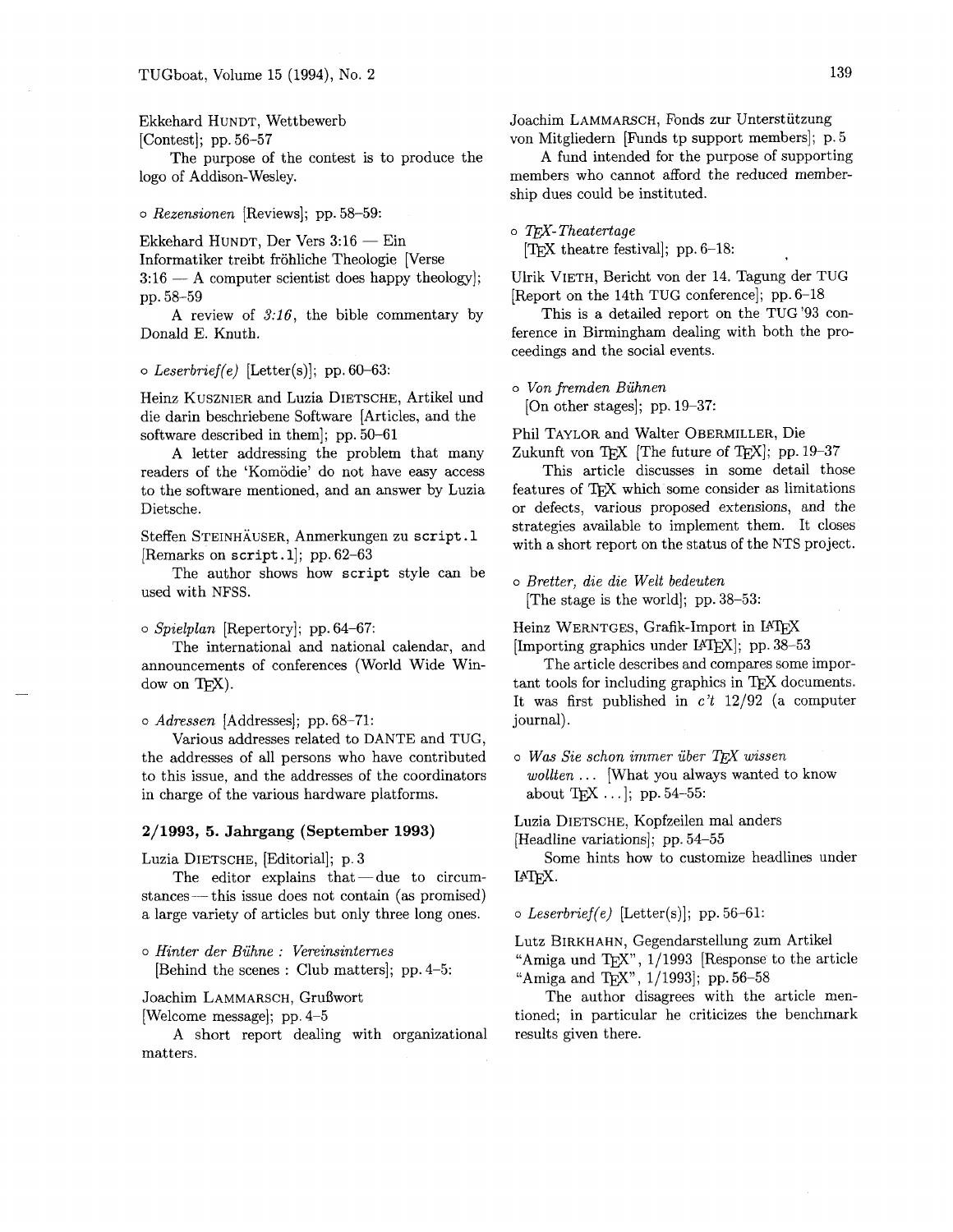Ekkehard HUNDT, Wettbewerb [Contest]; pp. 56–57

The purpose of the contest is to produce the logo of Addison-Wesley.

○ *Rezensionen* [Reviews]; pp. 58–59:

Ekkehard HUNDT, Der Vers 3:16 — Ein Informatiker treibt fröhliche Theologie [Verse 3:16 — A computer scientist does happy theology]; pp. 58–59

A review of *3:16*, the bible commentary by Donald E. Knuth.

○ *Leserbrief(e)* [Letter(s)]; pp. 60–63:

Heinz KUSZNIER and Luzia DIETSCHE, Artikel und die darin beschriebene Software [Articles, and the software described in them]; pp. 50–61

A letter addressing the problem that many readers of the 'Komödie' do not have easy access to the software mentioned, and an answer by Luzia Dietsche.

Steffen STEINHÄUSER, Anmerkungen zu `script.1` [Remarks on `script.1`]; pp. 62–63

The author shows how `script` style can be used with NFSS.

○ *Spielplan* [Repertory]; pp. 64–67:

The international and national calendar, and announcements of conferences (World Wide Window on TeX).

○ *Adressen* [Addresses]; pp. 68–71:

Various addresses related to DANTE and TUG, the addresses of all persons who have contributed to this issue, and the addresses of the coordinators in charge of the various hardware platforms.

## 2/1993, 5. Jahrgang (September 1993)

Luzia DIETSCHE, [Editorial]; p. 3

The editor explains that — due to circumstances — this issue does not contain (as promised) a large variety of articles but only three long ones.

○ *Hinter der Bühne : Vereinsinternes* [Behind the scenes : Club matters]; pp. 4–5:

Joachim LAMMARSCH, Grußwort [Welcome message]; pp. 4–5

A short report dealing with organizational matters.

Joachim LAMMARSCH, Fonds zur Unterstützung von Mitgliedern [Funds tp support members]; p. 5

A fund intended for the purpose of supporting members who cannot afford the reduced membership dues could be instituted.

○ *TeX-Theatertage* [TeX theatre festival]; pp. 6–18:

Ulrik VIETH, Bericht von der 14. Tagung der TUG [Report on the 14th TUG conference]; pp. 6–18

This is a detailed report on the TUG '93 conference in Birmingham dealing with both the proceedings and the social events.

○ *Von fremden Bühnen* [On other stages]; pp. 19–37:

Phil TAYLOR and Walter OBERMILLER, Die Zukunft von TeX [The future of TeX]; pp. 19–37

This article discusses in some detail those features of TeX which some consider as limitations or defects, various proposed extensions, and the strategies available to implement them. It closes with a short report on the status of the NTS project.

○ *Bretter, die die Welt bedeuten* [The stage is the world]; pp. 38–53:

Heinz WERNTGES, Grafik-Import in LaTeX [Importing graphics under LaTeX]; pp. 38–53

The article describes and compares some important tools for including graphics in TeX documents. It was first published in *c't* 12/92 (a computer journal).

○ *Was Sie schon immer über TeX wissen wollten ...* [What you always wanted to know about TeX ...]; pp. 54–55:

Luzia DIETSCHE, Kopfzeilen mal anders [Headline variations]; pp. 54–55

Some hints how to customize headlines under LaTeX.

○ *Leserbrief(e)* [Letter(s)]; pp. 56–61:

Lutz BIRKHAHN, Gegendarstellung zum Artikel "Amiga und TeX", 1/1993 [Response to the article "Amiga and TeX", 1/1993]; pp. 56–58

The author disagrees with the article mentioned; in particular he criticizes the benchmark results given there.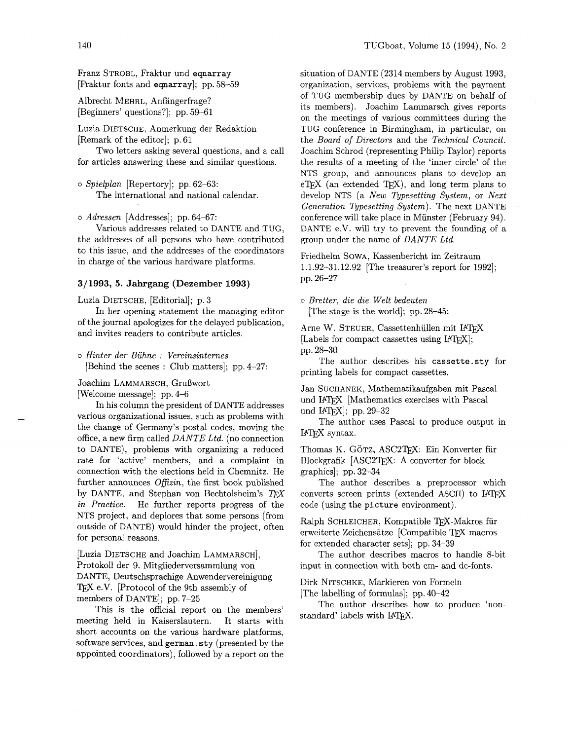Franz Strobl, Fraktur und eqnarray
[Fraktur fonts and eqnarray]; pp. 58–59

Albrecht Mehrl, Anfängerfrage?
[Beginners' questions?]; pp. 59–61

Luzia Dietsche, Anmerkung der Redaktion
[Remark of the editor]; p. 61

Two letters asking several questions, and a call for articles answering these and similar questions.

∘ *Spielplan* [Repertory]; pp. 62–63:
The international and national calendar.

∘ *Adressen* [Addresses]; pp. 64–67:
Various addresses related to DANTE and TUG, the addresses of all persons who have contributed to this issue, and the addresses of the coordinators in charge of the various hardware platforms.

### 3/1993, 5. Jahrgang (Dezember 1993)

Luzia Dietsche, [Editorial]; p. 3

In her opening statement the managing editor of the journal apologizes for the delayed publication, and invites readers to contribute articles.

∘ *Hinter der Bühne : Vereinsinternes*
[Behind the scenes : Club matters]; pp. 4–27:

Joachim Lammarsch, Grußwort
[Welcome message]; pp. 4–6

In his column the president of DANTE addresses various organizational issues, such as problems with the change of Germany's postal codes, moving the office, a new firm called *DANTE Ltd.* (no connection to DANTE), problems with organizing a reduced rate for 'active' members, and a complaint in connection with the elections held in Chemnitz. He further announces *Offizin*, the first book published by DANTE, and Stephan von Bechtolsheim's *TEX in Practice*. He further reports progress of the NTS project, and deplores that some persons (from outside of DANTE) would hinder the project, often for personal reasons.

[Luzia Dietsche and Joachim Lammarsch], Protokoll der 9. Mitgliederversammlung von DANTE, Deutschsprachige Anwendervereinigung TEX e.V. [Protocol of the 9th assembly of members of DANTE]; pp. 7–25

This is the official report on the members' meeting held in Kaiserslautern. It starts with short accounts on the various hardware platforms, software services, and german.sty (presented by the appointed coordinators), followed by a report on the situation of DANTE (2314 members by August 1993, organization, services, problems with the payment of TUG membership dues by DANTE on behalf of its members). Joachim Lammarsch gives reports on the meetings of various committees during the TUG conference in Birmingham, in particular, on the *Board of Directors* and the *Technical Council*. Joachim Schrod (representing Philip Taylor) reports the results of a meeting of the 'inner circle' of the NTS group, and announces plans to develop an eTEX (an extended TEX), and long term plans to develop NTS (a *New Typesetting System*, or *Next Generation Typesetting System*). The next DANTE conference will take place in Münster (February 94). DANTE e.V. will try to prevent the founding of a group under the name of *DANTE Ltd.*

Friedhelm Sowa, Kassenbericht im Zeitraum 1.1.92–31.12.92 [The treasurer's report for 1992]; pp. 26–27

∘ *Bretter, die die Welt bedeuten*
[The stage is the world]; pp. 28–45:

Arne W. Steuer, Cassettenhüllen mit LATEX
[Labels for compact cassettes using LATEX]; pp. 28–30

The author describes his cassette.sty for printing labels for compact cassettes.

Jan Suchanek, Mathematikaufgaben mit Pascal und LATEX [Mathematics exercises with Pascal und LATEX]; pp. 29–32

The author uses Pascal to produce output in LATEX syntax.

Thomas K. Götz, ASC2TEX: Ein Konverter für Blockgrafik [ASC2TEX: A converter for block graphics]; pp. 32–34

The author describes a preprocessor which converts screen prints (extended ASCII) to LATEX code (using the picture environment).

Ralph Schleicher, Kompatible TEX-Makros für erweiterte Zeichensätze [Compatible TEX macros for extended character sets]; pp. 34–39

The author describes macros to handle 8-bit input in connection with both cm- and dc-fonts.

Dirk Nitschke, Markieren von Formeln
[The labelling of formulas]; pp. 40–42

The author describes how to produce 'non-standard' labels with LATEX.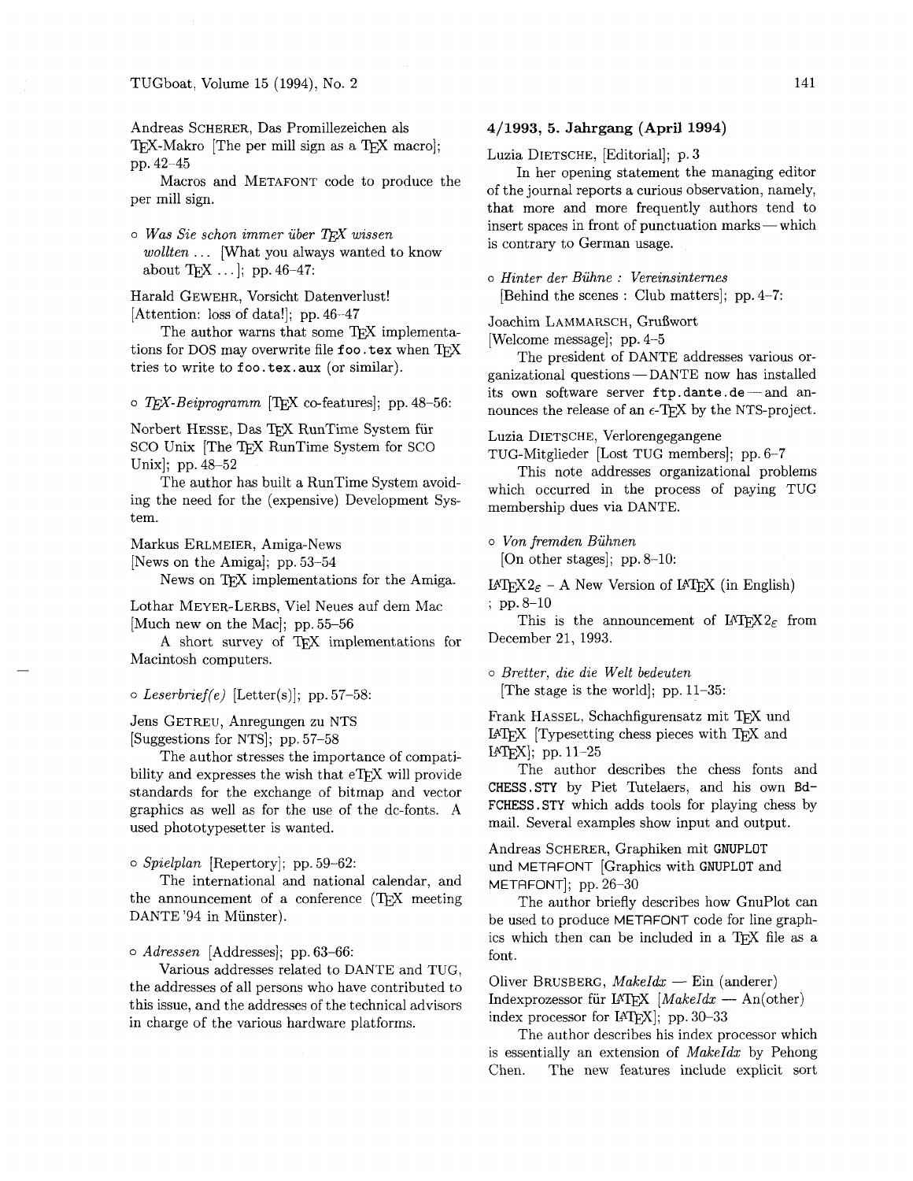Andreas SCHERER, Das Promillezeichen als TeX-Makro [The per mill sign as a TeX macro]; pp. 42–45

Macros and METAFONT code to produce the per mill sign.

○ *Was Sie schon immer über TeX wissen wollten ...* [What you always wanted to know about TeX ...]; pp. 46–47:

Harald GEWEHR, Vorsicht Datenverlust! [Attention: loss of data!]; pp. 46–47

The author warns that some TeX implementations for DOS may overwrite file `foo.tex` when TeX tries to write to `foo.tex.aux` (or similar).

○ *TeX-Beiprogramm* [TeX co-features]; pp. 48–56:

Norbert HESSE, Das TeX RunTime System für SCO Unix [The TeX RunTime System for SCO Unix]; pp. 48–52

The author has built a RunTime System avoiding the need for the (expensive) Development System.

Markus ERLMEIER, Amiga-News [News on the Amiga]; pp. 53–54

News on TeX implementations for the Amiga.

Lothar MEYER-LERBS, Viel Neues auf dem Mac [Much new on the Mac]; pp. 55–56

A short survey of TeX implementations for Macintosh computers.

○ *Leserbrief(e)* [Letter(s)]; pp. 57–58:

Jens GETREU, Anregungen zu NTS [Suggestions for NTS]; pp. 57–58

The author stresses the importance of compatibility and expresses the wish that eTeX will provide standards for the exchange of bitmap and vector graphics as well as for the use of the dc-fonts. A used phototypesetter is wanted.

○ *Spielplan* [Repertory]; pp. 59–62:

The international and national calendar, and the announcement of a conference (TeX meeting DANTE '94 in Münster).

○ *Adressen* [Addresses]; pp. 63–66:

Various addresses related to DANTE and TUG, the addresses of all persons who have contributed to this issue, and the addresses of the technical advisors in charge of the various hardware platforms.

### 4/1993, 5. Jahrgang (April 1994)

Luzia DIETSCHE, [Editorial]; p. 3

In her opening statement the managing editor of the journal reports a curious observation, namely, that more and more frequently authors tend to insert spaces in front of punctuation marks — which is contrary to German usage.

○ *Hinter der Bühne : Vereinsinternes* [Behind the scenes : Club matters]; pp. 4–7:

Joachim LAMMARSCH, Grußwort [Welcome message]; pp. 4–5

The president of DANTE addresses various organizational questions — DANTE now has installed its own software server `ftp.dante.de` — and announces the release of an ε-TeX by the NTS-project.

Luzia DIETSCHE, Verlorengegangene TUG-Mitglieder [Lost TUG members]; pp. 6–7

This note addresses organizational problems which occurred in the process of paying TUG membership dues via DANTE.

○ *Von fremden Bühnen* [On other stages]; pp. 8–10:

LaTeX2ε – A New Version of LaTeX (in English) ; pp. 8–10

This is the announcement of LaTeX2ε from December 21, 1993.

○ *Bretter, die die Welt bedeuten* [The stage is the world]; pp. 11–35:

Frank HASSEL, Schachfigurensatz mit TeX und LaTeX [Typesetting chess pieces with TeX and LaTeX]; pp. 11–25

The author describes the chess fonts and `CHESS.STY` by Piet Tutelaers, and his own `BdFCHESS.STY` which adds tools for playing chess by mail. Several examples show input and output.

Andreas SCHERER, Graphiken mit GNUPLOT und METAFONT [Graphics with GNUPLOT and METAFONT]; pp. 26–30

The author briefly describes how GnuPlot can be used to produce METAFONT code for line graphics which then can be included in a TeX file as a font.

Oliver BRUSBERG, *MakeIdx* — Ein (anderer) Indexprozessor für LaTeX [*MakeIdx* — An(other) index processor for LaTeX]; pp. 30–33

The author describes his index processor which is essentially an extension of *MakeIdx* by Pehong Chen. The new features include explicit sort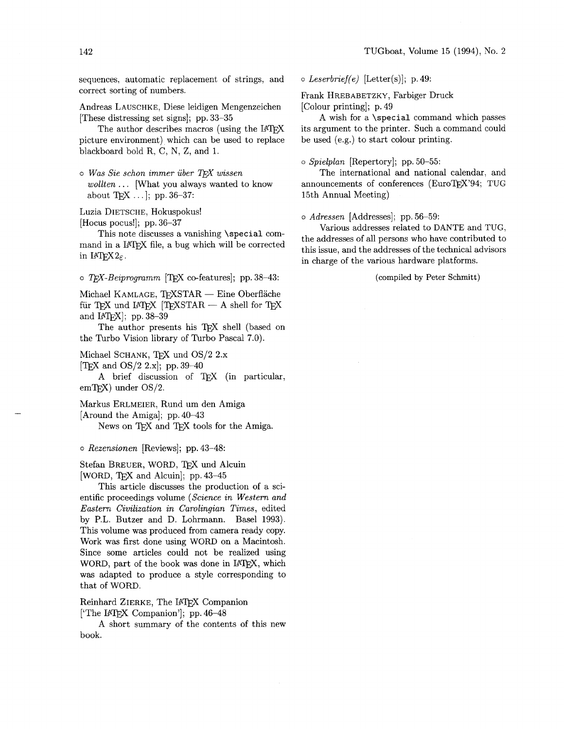sequences, automatic replacement of strings, and correct sorting of numbers.

Andreas LAUSCHKE, Diese leidigen Mengenzeichen [These distressing set signs]; pp. 33–35

The author describes macros (using the LaTeX picture environment) which can be used to replace blackboard bold R, C, N, Z, and 1.

∘ *Was Sie schon immer über TeX wissen wollten ...* [What you always wanted to know about TeX ...]; pp. 36–37:

Luzia DIETSCHE, Hokuspokus! [Hocus pocus!]; pp. 36–37

This note discusses a vanishing `\special` command in a LaTeX file, a bug which will be corrected in LaTeX2ε.

∘ *TeX-Beiprogramm* [TeX co-features]; pp. 38–43:

Michael KAMLAGE, TeXSTAR — Eine Oberfläche für TeX und LaTeX [TeXSTAR — A shell for TeX and LaTeX]; pp. 38–39

The author presents his TeX shell (based on the Turbo Vision library of Turbo Pascal 7.0).

Michael SCHANK, TeX und OS/2 2.x [TeX and OS/2 2.x]; pp. 39–40

A brief discussion of TeX (in particular, emTeX) under OS/2.

Markus ERLMEIER, Rund um den Amiga [Around the Amiga]; pp. 40–43

News on TeX and TeX tools for the Amiga.

∘ *Rezensionen* [Reviews]; pp. 43–48:

Stefan BREUER, WORD, TeX und Alcuin [WORD, TeX and Alcuin]; pp. 43–45

This article discusses the production of a scientific proceedings volume (*Science in Western and Eastern Civilization in Carolingian Times*, edited by P.L. Butzer and D. Lohrmann. Basel 1993). This volume was produced from camera ready copy. Work was first done using WORD on a Macintosh. Since some articles could not be realized using WORD, part of the book was done in LaTeX, which was adapted to produce a style corresponding to that of WORD.

Reinhard ZIERKE, The LaTeX Companion ['The LaTeX Companion']; pp. 46–48

A short summary of the contents of this new book.

∘ *Leserbrief(e)* [Letter(s)]; p. 49:

Frank HREBABETZKY, Farbiger Druck [Colour printing]; p. 49

A wish for a `\special` command which passes its argument to the printer. Such a command could be used (e.g.) to start colour printing.

∘ *Spielplan* [Repertory]; pp. 50–55:

The international and national calendar, and announcements of conferences (EuroTeX'94; TUG 15th Annual Meeting)

∘ *Adressen* [Addresses]; pp. 56–59:

Various addresses related to DANTE and TUG, the addresses of all persons who have contributed to this issue, and the addresses of the technical advisors in charge of the various hardware platforms.

(compiled by Peter Schmitt)